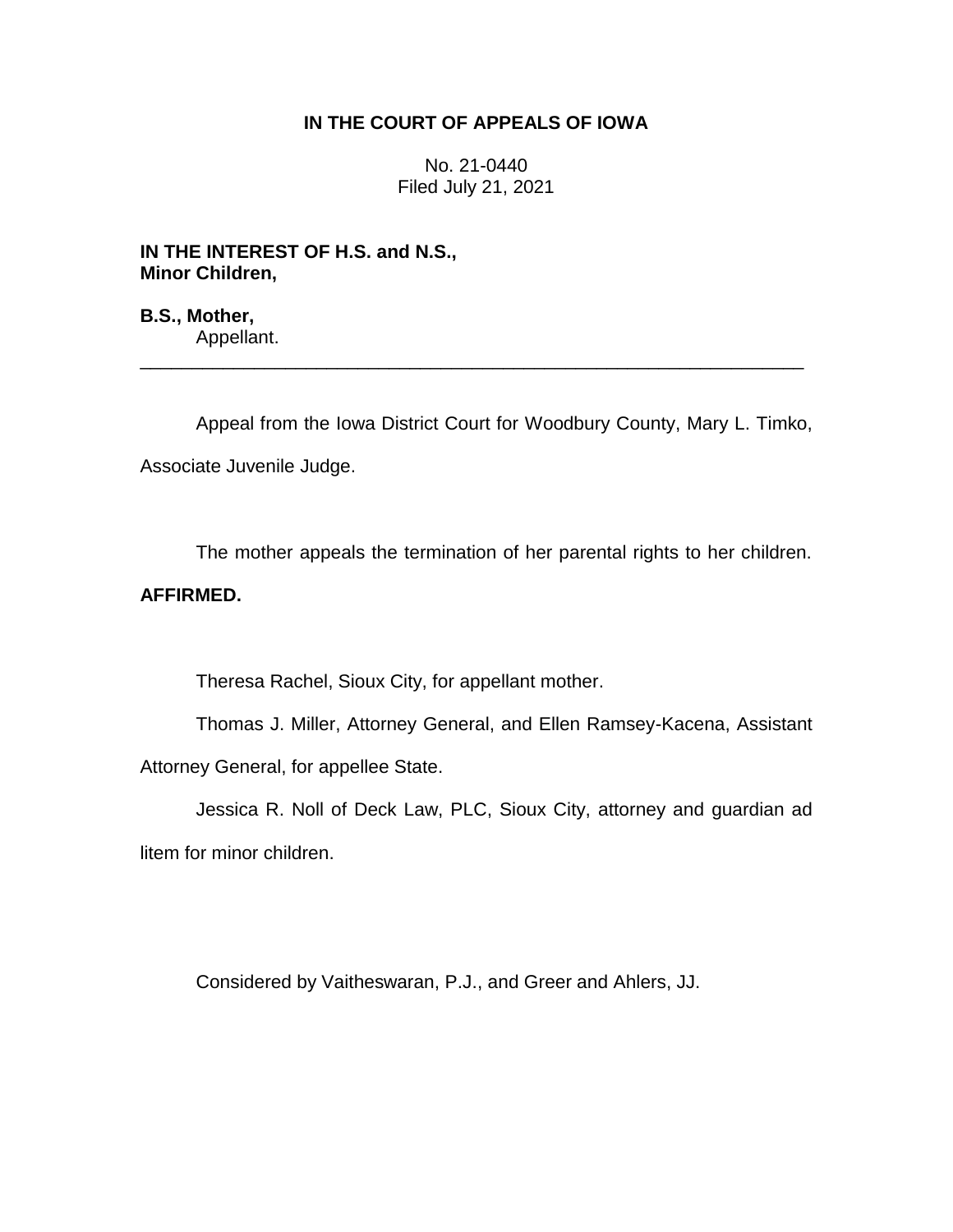**IN THE COURT OF APPEALS OF IOWA**

No. 21-0440
Filed July 21, 2021

**IN THE INTEREST OF H.S. and N.S.,**
**Minor Children,**

**B.S., Mother,**
Appellant.

---

Appeal from the Iowa District Court for Woodbury County, Mary L. Timko, Associate Juvenile Judge.

The mother appeals the termination of her parental rights to her children. **AFFIRMED.**

Theresa Rachel, Sioux City, for appellant mother.

Thomas J. Miller, Attorney General, and Ellen Ramsey-Kacena, Assistant Attorney General, for appellee State.

Jessica R. Noll of Deck Law, PLC, Sioux City, attorney and guardian ad litem for minor children.

Considered by Vaitheswaran, P.J., and Greer and Ahlers, JJ.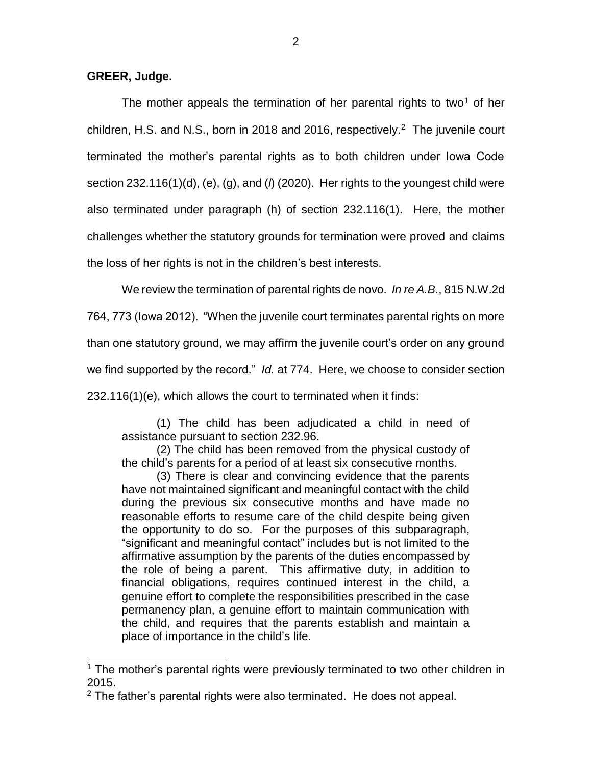**GREER, Judge.**

The mother appeals the termination of her parental rights to two[1] of her children, H.S. and N.S., born in 2018 and 2016, respectively.[2] The juvenile court terminated the mother's parental rights as to both children under Iowa Code section 232.116(1)(d), (e), (g), and (*l*) (2020). Her rights to the youngest child were also terminated under paragraph (h) of section 232.116(1). Here, the mother challenges whether the statutory grounds for termination were proved and claims the loss of her rights is not in the children's best interests.

We review the termination of parental rights de novo. *In re A.B.*, 815 N.W.2d 764, 773 (Iowa 2012). "When the juvenile court terminates parental rights on more than one statutory ground, we may affirm the juvenile court's order on any ground we find supported by the record." *Id.* at 774. Here, we choose to consider section 232.116(1)(e), which allows the court to terminated when it finds:

> (1) The child has been adjudicated a child in need of assistance pursuant to section 232.96.
>
> (2) The child has been removed from the physical custody of the child's parents for a period of at least six consecutive months.
>
> (3) There is clear and convincing evidence that the parents have not maintained significant and meaningful contact with the child during the previous six consecutive months and have made no reasonable efforts to resume care of the child despite being given the opportunity to do so. For the purposes of this subparagraph, "significant and meaningful contact" includes but is not limited to the affirmative assumption by the parents of the duties encompassed by the role of being a parent. This affirmative duty, in addition to financial obligations, requires continued interest in the child, a genuine effort to complete the responsibilities prescribed in the case permanency plan, a genuine effort to maintain communication with the child, and requires that the parents establish and maintain a place of importance in the child's life.

---

[1] The mother's parental rights were previously terminated to two other children in 2015.

[2] The father's parental rights were also terminated. He does not appeal.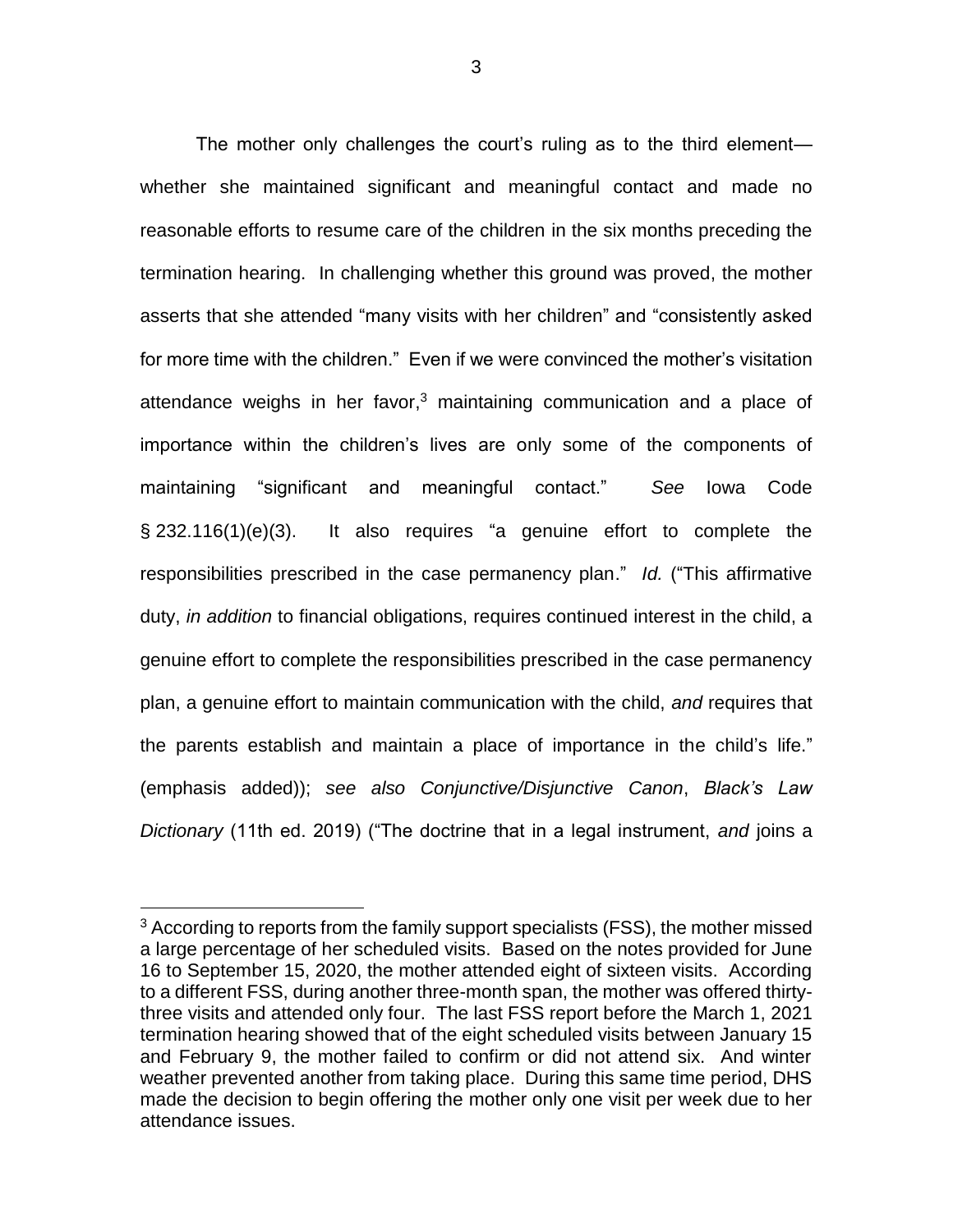The mother only challenges the court's ruling as to the third element—whether she maintained significant and meaningful contact and made no reasonable efforts to resume care of the children in the six months preceding the termination hearing. In challenging whether this ground was proved, the mother asserts that she attended "many visits with her children" and "consistently asked for more time with the children." Even if we were convinced the mother's visitation attendance weighs in her favor,[3] maintaining communication and a place of importance within the children's lives are only some of the components of maintaining "significant and meaningful contact." *See* Iowa Code § 232.116(1)(e)(3). It also requires "a genuine effort to complete the responsibilities prescribed in the case permanency plan." *Id.* ("This affirmative duty, *in addition* to financial obligations, requires continued interest in the child, a genuine effort to complete the responsibilities prescribed in the case permanency plan, a genuine effort to maintain communication with the child, *and* requires that the parents establish and maintain a place of importance in the child's life." (emphasis added)); *see also Conjunctive/Disjunctive Canon*, *Black's Law Dictionary* (11th ed. 2019) ("The doctrine that in a legal instrument, *and* joins a

---

[3] According to reports from the family support specialists (FSS), the mother missed a large percentage of her scheduled visits. Based on the notes provided for June 16 to September 15, 2020, the mother attended eight of sixteen visits. According to a different FSS, during another three-month span, the mother was offered thirty-three visits and attended only four. The last FSS report before the March 1, 2021 termination hearing showed that of the eight scheduled visits between January 15 and February 9, the mother failed to confirm or did not attend six. And winter weather prevented another from taking place. During this same time period, DHS made the decision to begin offering the mother only one visit per week due to her attendance issues.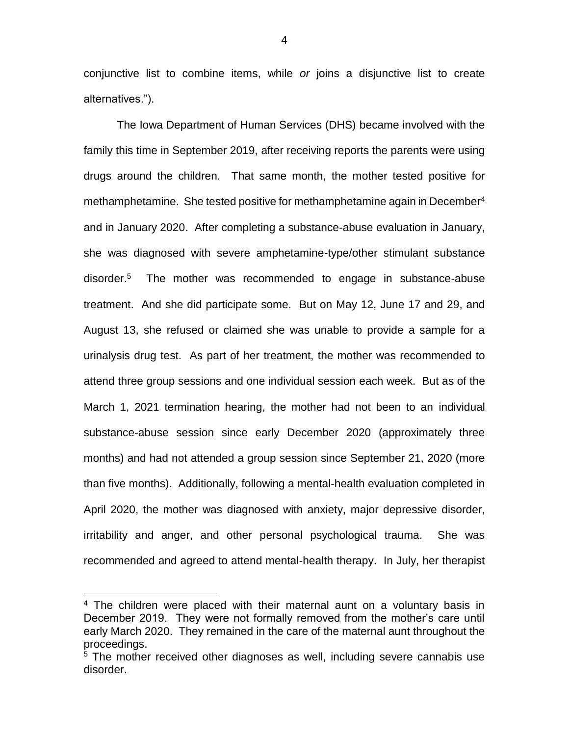conjunctive list to combine items, while *or* joins a disjunctive list to create alternatives.").

The Iowa Department of Human Services (DHS) became involved with the family this time in September 2019, after receiving reports the parents were using drugs around the children. That same month, the mother tested positive for methamphetamine. She tested positive for methamphetamine again in December[4] and in January 2020. After completing a substance-abuse evaluation in January, she was diagnosed with severe amphetamine-type/other stimulant substance disorder.[5] The mother was recommended to engage in substance-abuse treatment. And she did participate some. But on May 12, June 17 and 29, and August 13, she refused or claimed she was unable to provide a sample for a urinalysis drug test. As part of her treatment, the mother was recommended to attend three group sessions and one individual session each week. But as of the March 1, 2021 termination hearing, the mother had not been to an individual substance-abuse session since early December 2020 (approximately three months) and had not attended a group session since September 21, 2020 (more than five months). Additionally, following a mental-health evaluation completed in April 2020, the mother was diagnosed with anxiety, major depressive disorder, irritability and anger, and other personal psychological trauma. She was recommended and agreed to attend mental-health therapy. In July, her therapist

---

[4] The children were placed with their maternal aunt on a voluntary basis in December 2019. They were not formally removed from the mother's care until early March 2020. They remained in the care of the maternal aunt throughout the proceedings.

[5] The mother received other diagnoses as well, including severe cannabis use disorder.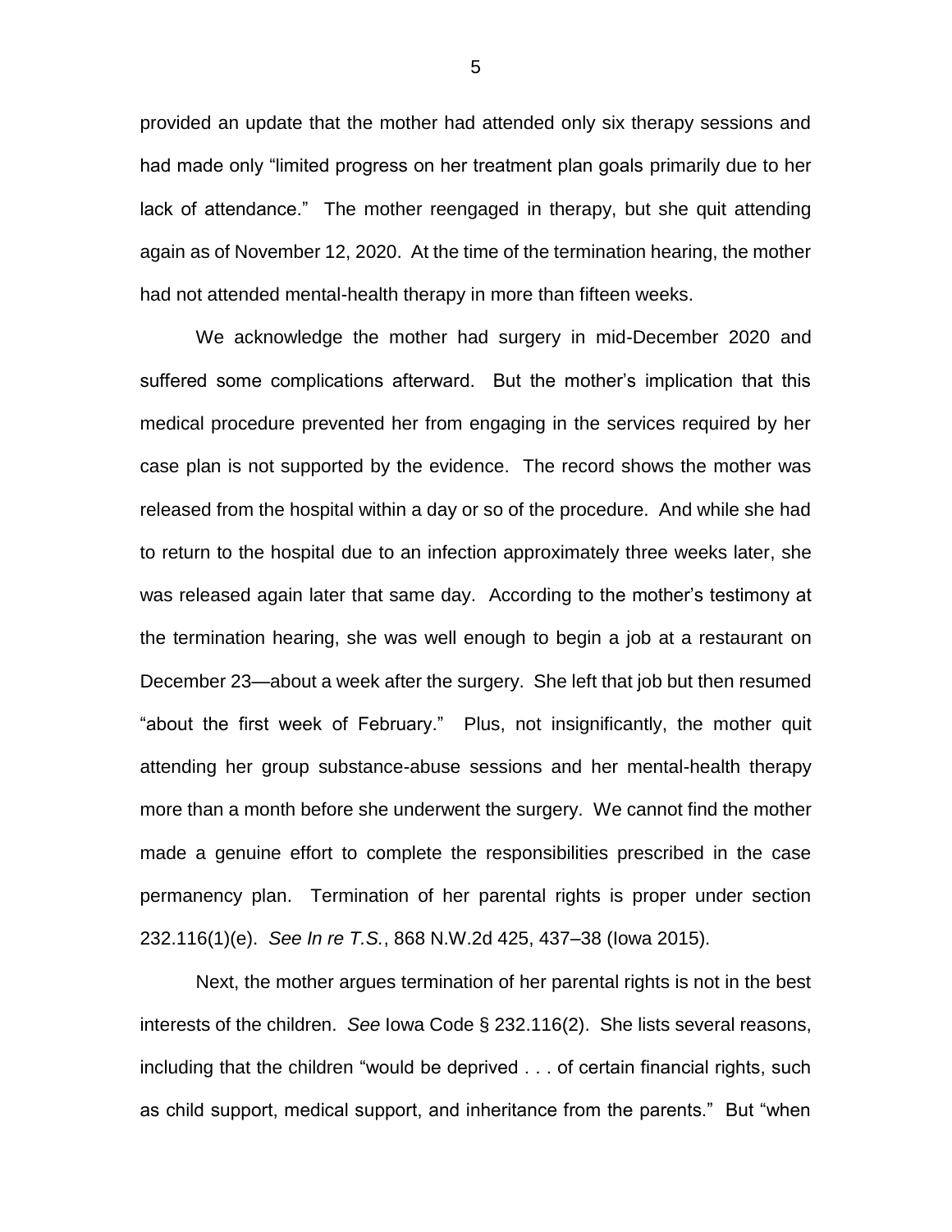provided an update that the mother had attended only six therapy sessions and had made only "limited progress on her treatment plan goals primarily due to her lack of attendance." The mother reengaged in therapy, but she quit attending again as of November 12, 2020. At the time of the termination hearing, the mother had not attended mental-health therapy in more than fifteen weeks.

We acknowledge the mother had surgery in mid-December 2020 and suffered some complications afterward. But the mother's implication that this medical procedure prevented her from engaging in the services required by her case plan is not supported by the evidence. The record shows the mother was released from the hospital within a day or so of the procedure. And while she had to return to the hospital due to an infection approximately three weeks later, she was released again later that same day. According to the mother's testimony at the termination hearing, she was well enough to begin a job at a restaurant on December 23—about a week after the surgery. She left that job but then resumed "about the first week of February." Plus, not insignificantly, the mother quit attending her group substance-abuse sessions and her mental-health therapy more than a month before she underwent the surgery. We cannot find the mother made a genuine effort to complete the responsibilities prescribed in the case permanency plan. Termination of her parental rights is proper under section 232.116(1)(e). *See In re T.S.*, 868 N.W.2d 425, 437–38 (Iowa 2015).

Next, the mother argues termination of her parental rights is not in the best interests of the children. *See* Iowa Code § 232.116(2). She lists several reasons, including that the children "would be deprived . . . of certain financial rights, such as child support, medical support, and inheritance from the parents." But "when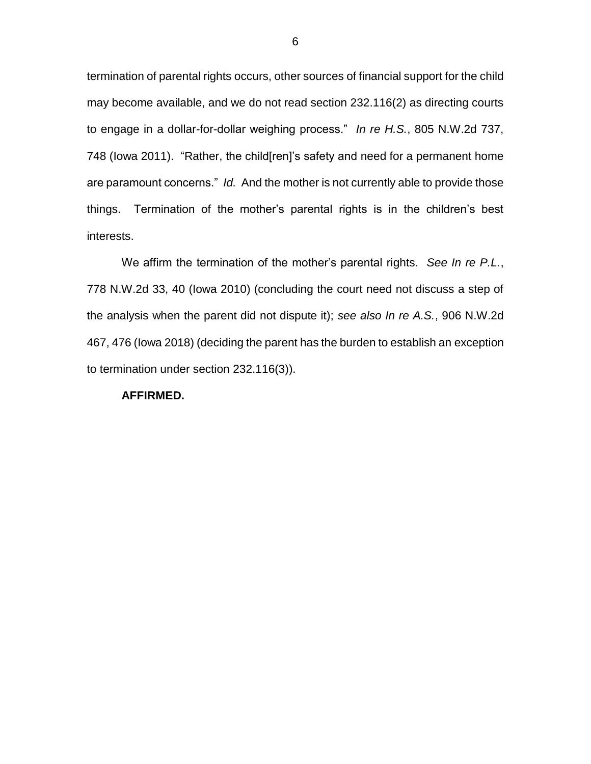termination of parental rights occurs, other sources of financial support for the child may become available, and we do not read section 232.116(2) as directing courts to engage in a dollar-for-dollar weighing process." *In re H.S.*, 805 N.W.2d 737, 748 (Iowa 2011). "Rather, the child[ren]'s safety and need for a permanent home are paramount concerns." *Id.* And the mother is not currently able to provide those things. Termination of the mother's parental rights is in the children's best interests.

We affirm the termination of the mother's parental rights. *See In re P.L.*, 778 N.W.2d 33, 40 (Iowa 2010) (concluding the court need not discuss a step of the analysis when the parent did not dispute it); *see also In re A.S.*, 906 N.W.2d 467, 476 (Iowa 2018) (deciding the parent has the burden to establish an exception to termination under section 232.116(3)).

**AFFIRMED.**